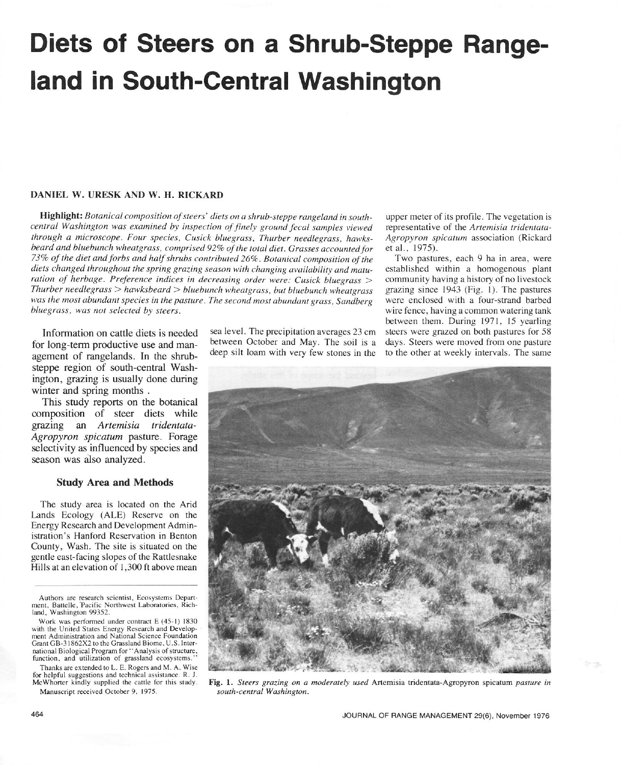# Diets of Steers on a Shrub-Steppe Rangeland in South-Central Washington

DANIEL W. URESK AND W. H. RICKARD

**Highlight:** *Botanical composition of steers' diets on a shrub-steppe rangeland in south-central Washington was examined by inspection of finely ground fecal samples viewed through a microscope. Four species, Cusick bluegrass, Thurber needlegrass, hawksbeard and bluebunch wheatgrass, comprised 92% of the total diet. Grasses accounted for 73% of the diet and forbs and half shrubs contributed 26%. Botanical composition of the diets changed throughout the spring grazing season with changing availability and maturation of herbage. Preference indices in decreasing order were: Cusick bluegrass > Thurber needlegrass > hawksbeard > bluebunch wheatgrass, but bluebunch wheatgrass was the most abundant species in the pasture. The second most abundant grass, Sandberg bluegrass, was not selected by steers.*

Information on cattle diets is needed for long-term productive use and management of rangelands. In the shrub-steppe region of south-central Washington, grazing is usually done during winter and spring months .

This study reports on the botanical composition of steer diets while grazing an *Artemisia tridentata-Agropyron spicatum* pasture. Forage selectivity as influenced by species and season was also analyzed.

## Study Area and Methods

The study area is located on the Arid Lands Ecology (ALE) Reserve on the Energy Research and Development Administration's Hanford Reservation in Benton County, Wash. The site is situated on the gentle east-facing slopes of the Rattlesnake Hills at an elevation of 1,300 ft above mean sea level. The precipitation averages 23 cm between October and May. The soil is a deep silt loam with very few stones in the upper meter of its profile. The vegetation is representative of the *Artemisia tridentata-Agropyron spicatum* association (Rickard et al., 1975).

Two pastures, each 9 ha in area, were established within a homogenous plant community having a history of no livestock grazing since 1943 (Fig. 1). The pastures were enclosed with a four-strand barbed wire fence, having a common watering tank between them. During 1971, 15 yearling steers were grazed on both pastures for 58 days. Steers were moved from one pasture to the other at weekly intervals. The same

**Fig. 1.** *Steers grazing on a moderately used* Artemisia tridentata-Agropyron spicatum *pasture in south-central Washington.*

Authors are research scientist, Ecosystems Department, Battelle, Pacific Northwest Laboratories, Richland, Washington 99352.

Work was performed under contract E (45-1) 1830 with the United States Energy Research and Development Administration and National Science Foundation Grant GB-31862X2 to the Grassland Biome, U.S. International Biological Program for "Analysis of structure, function, and utilization of grassland ecosystems."

Thanks are extended to L. E. Rogers and M. A. Wise for helpful suggestions and technical assistance. R. J. McWhorter kindly supplied the cattle for this study.

Manuscript received October 9, 1975.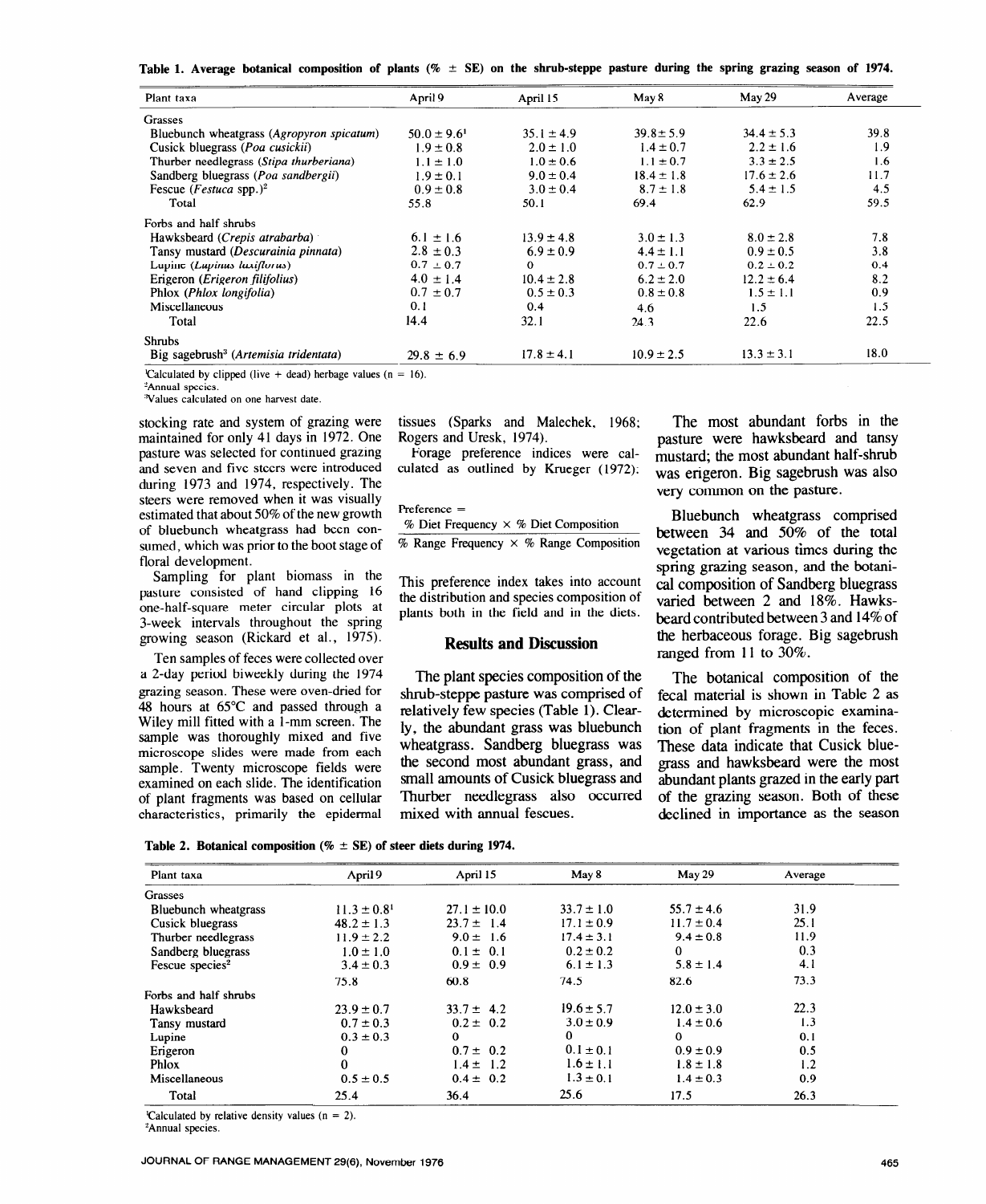**Table 1. Average botanical composition of plants (% ± SE) on the shrub-steppe pasture during the spring grazing season of 1974.**

| Plant taxa | April 9 | April 15 | May 8 | May 29 | Average |
|---|---|---|---|---|---|
| Grasses | | | | | |
| Bluebunch wheatgrass (*Agropyron spicatum*) | 50.0 ± 9.6[1] | 35.1 ± 4.9 | 39.8 ± 5.9 | 34.4 ± 5.3 | 39.8 |
| Cusick bluegrass (*Poa cusickii*) | 1.9 ± 0.8 | 2.0 ± 1.0 | 1.4 ± 0.7 | 2.2 ± 1.6 | 1.9 |
| Thurber needlegrass (*Stipa thurberiana*) | 1.1 ± 1.0 | 1.0 ± 0.6 | 1.1 ± 0.7 | 3.3 ± 2.5 | 1.6 |
| Sandberg bluegrass (*Poa sandbergii*) | 1.9 ± 0.1 | 9.0 ± 0.4 | 18.4 ± 1.8 | 17.6 ± 2.6 | 11.7 |
| Fescue (*Festuca* spp.)[2] | 0.9 ± 0.8 | 3.0 ± 0.4 | 8.7 ± 1.8 | 5.4 ± 1.5 | 4.5 |
| Total | 55.8 | 50.1 | 69.4 | 62.9 | 59.5 |
| Forbs and half shrubs | | | | | |
| Hawksbeard (*Crepis atrabarba*) | 6.1 ± 1.6 | 13.9 ± 4.8 | 3.0 ± 1.3 | 8.0 ± 2.8 | 7.8 |
| Tansy mustard (*Descurainia pinnata*) | 2.8 ± 0.3 | 6.9 ± 0.9 | 4.4 ± 1.1 | 0.9 ± 0.5 | 3.8 |
| Lupine (*Lupinus laxiflorus*) | 0.7 ± 0.7 | 0 | 0.7 ± 0.7 | 0.2 ± 0.2 | 0.4 |
| Erigeron (*Erigeron filifolius*) | 4.0 ± 1.4 | 10.4 ± 2.8 | 6.2 ± 2.0 | 12.2 ± 6.4 | 8.2 |
| Phlox (*Phlox longifolia*) | 0.7 ± 0.7 | 0.5 ± 0.3 | 0.8 ± 0.8 | 1.5 ± 1.1 | 0.9 |
| Miscellaneous | 0.1 | 0.4 | 4.6 | 1.5 | 1.5 |
| Total | 14.4 | 32.1 | 24.3 | 22.6 | 22.5 |
| Shrubs | | | | | |
| Big sagebrush[3] (*Artemisia tridentata*) | 29.8 ± 6.9 | 17.8 ± 4.1 | 10.9 ± 2.5 | 13.3 ± 3.1 | 18.0 |

[1]Calculated by clipped (live + dead) herbage values (n = 16).
[2]Annual species.
[3]Values calculated on one harvest date.

stocking rate and system of grazing were maintained for only 41 days in 1972. One pasture was selected for continued grazing and seven and five steers were introduced during 1973 and 1974, respectively. The steers were removed when it was visually estimated that about 50% of the new growth of bluebunch wheatgrass had been consumed, which was prior to the boot stage of floral development.

Sampling for plant biomass in the pasture consisted of hand clipping 16 one-half-square meter circular plots at 3-week intervals throughout the spring growing season (Rickard et al., 1975).

Ten samples of feces were collected over a 2-day period biweekly during the 1974 grazing season. These were oven-dried for 48 hours at 65°C and passed through a Wiley mill fitted with a 1-mm screen. The sample was thoroughly mixed and five microscope slides were made from each sample. Twenty microscope fields were examined on each slide. The identification of plant fragments was based on cellular characteristics, primarily the epidermal tissues (Sparks and Malechek, 1968; Rogers and Uresk, 1974).

Forage preference indices were calculated as outlined by Krueger (1972):

$$\text{Preference} = \frac{\%\ \text{Diet Frequency} \times \%\ \text{Diet Composition}}{\%\ \text{Range Frequency} \times \%\ \text{Range Composition}}$$

This preference index takes into account the distribution and species composition of plants both in the field and in the diets.

## Results and Discussion

The plant species composition of the shrub-steppe pasture was comprised of relatively few species (Table 1). Clearly, the abundant grass was bluebunch wheatgrass. Sandberg bluegrass was the second most abundant grass, and small amounts of Cusick bluegrass and Thurber needlegrass also occurred mixed with annual fescues.

The most abundant forbs in the pasture were hawksbeard and tansy mustard; the most abundant half-shrub was erigeron. Big sagebrush was also very common on the pasture.

Bluebunch wheatgrass comprised between 34 and 50% of the total vegetation at various times during the spring grazing season, and the botanical composition of Sandberg bluegrass varied between 2 and 18%. Hawksbeard contributed between 3 and 14% of the herbaceous forage. Big sagebrush ranged from 11 to 30%.

The botanical composition of the fecal material is shown in Table 2 as determined by microscopic examination of plant fragments in the feces. These data indicate that Cusick bluegrass and hawksbeard were the most abundant plants grazed in the early part of the grazing season. Both of these declined in importance as the season

**Table 2. Botanical composition (% ± SE) of steer diets during 1974.**

| Plant taxa | April 9 | April 15 | May 8 | May 29 | Average |
|---|---|---|---|---|---|
| Grasses | | | | | |
| Bluebunch wheatgrass | 11.3 ± 0.8[1] | 27.1 ± 10.0 | 33.7 ± 1.0 | 55.7 ± 4.6 | 31.9 |
| Cusick bluegrass | 48.2 ± 1.3 | 23.7 ± 1.4 | 17.1 ± 0.9 | 11.7 ± 0.4 | 25.1 |
| Thurber needlegrass | 11.9 ± 2.2 | 9.0 ± 1.6 | 17.4 ± 3.1 | 9.4 ± 0.8 | 11.9 |
| Sandberg bluegrass | 1.0 ± 1.0 | 0.1 ± 0.1 | 0.2 ± 0.2 | 0 | 0.3 |
| Fescue species[2] | 3.4 ± 0.3 | 0.9 ± 0.9 | 6.1 ± 1.3 | 5.8 ± 1.4 | 4.1 |
| | 75.8 | 60.8 | 74.5 | 82.6 | 73.3 |
| Forbs and half shrubs | | | | | |
| Hawksbeard | 23.9 ± 0.7 | 33.7 ± 4.2 | 19.6 ± 5.7 | 12.0 ± 3.0 | 22.3 |
| Tansy mustard | 0.7 ± 0.3 | 0.2 ± 0.2 | 3.0 ± 0.9 | 1.4 ± 0.6 | 1.3 |
| Lupine | 0.3 ± 0.3 | 0 | 0 | 0 | 0.1 |
| Erigeron | 0 | 0.7 ± 0.2 | 0.1 ± 0.1 | 0.9 ± 0.9 | 0.5 |
| Phlox | 0 | 1.4 ± 1.2 | 1.6 ± 1.1 | 1.8 ± 1.8 | 1.2 |
| Miscellaneous | 0.5 ± 0.5 | 0.4 ± 0.2 | 1.3 ± 0.1 | 1.4 ± 0.3 | 0.9 |
| Total | 25.4 | 36.4 | 25.6 | 17.5 | 26.3 |

[1]Calculated by relative density values (n = 2).
[2]Annual species.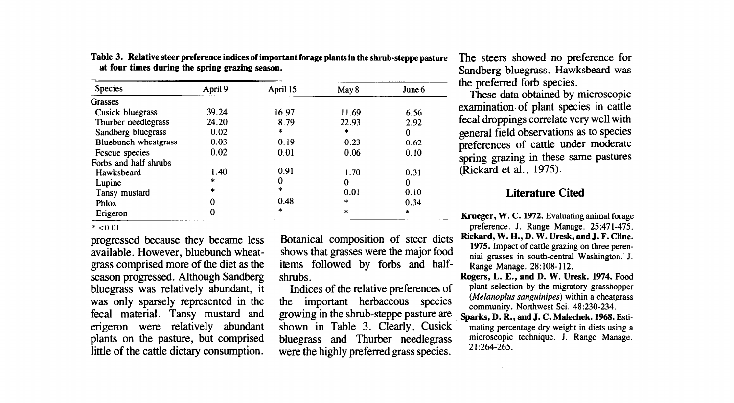**Table 3. Relative steer preference indices of important forage plants in the shrub-steppe pasture at four times during the spring grazing season.**

| Species | April 9 | April 15 | May 8 | June 6 |
|---|---|---|---|---|
| Grasses | | | | |
| Cusick bluegrass | 39.24 | 16.97 | 11.69 | 6.56 |
| Thurber needlegrass | 24.20 | 8.79 | 22.93 | 2.92 |
| Sandberg bluegrass | 0.02 | * | * | 0 |
| Bluebunch wheatgrass | 0.03 | 0.19 | 0.23 | 0.62 |
| Fescue species | 0.02 | 0.01 | 0.06 | 0.10 |
| Forbs and half shrubs | | | | |
| Hawksbeard | 1.40 | 0.91 | 1.70 | 0.31 |
| Lupine | * | 0 | 0 | 0 |
| Tansy mustard | * | * | 0.01 | 0.10 |
| Phlox | 0 | 0.48 | * | 0.34 |
| Erigeron | 0 | * | * | * |

* <0.01.

progressed because they became less available. However, bluebunch wheatgrass comprised more of the diet as the season progressed. Although Sandberg bluegrass was relatively abundant, it was only sparsely represented in the fecal material. Tansy mustard and erigeron were relatively abundant plants on the pasture, but comprised little of the cattle dietary consumption.

Botanical composition of steer diets shows that grasses were the major food items followed by forbs and half-shrubs.

Indices of the relative preferences of the important herbaceous species growing in the shrub-steppe pasture are shown in Table 3. Clearly, Cusick bluegrass and Thurber needlegrass were the highly preferred grass species. The steers showed no preference for Sandberg bluegrass. Hawksbeard was the preferred forb species.

These data obtained by microscopic examination of plant species in cattle fecal droppings correlate very well with general field observations as to species preferences of cattle under moderate spring grazing in these same pastures (Rickard et al., 1975).

## Literature Cited

**Krueger, W. C. 1972.** Evaluating animal forage preference. J. Range Manage. 25:471-475.

**Rickard, W. H., D. W. Uresk, and J. F. Cline. 1975.** Impact of cattle grazing on three perennial grasses in south-central Washington. J. Range Manage. 28:108-112.

**Rogers, L. E., and D. W. Uresk. 1974.** Food plant selection by the migratory grasshopper (*Melanoplus sanguinipes*) within a cheatgrass community. Northwest Sci. 48:230-234.

**Sparks, D. R., and J. C. Malechek. 1968.** Estimating percentage dry weight in diets using a microscopic technique. J. Range Manage. 21:264-265.